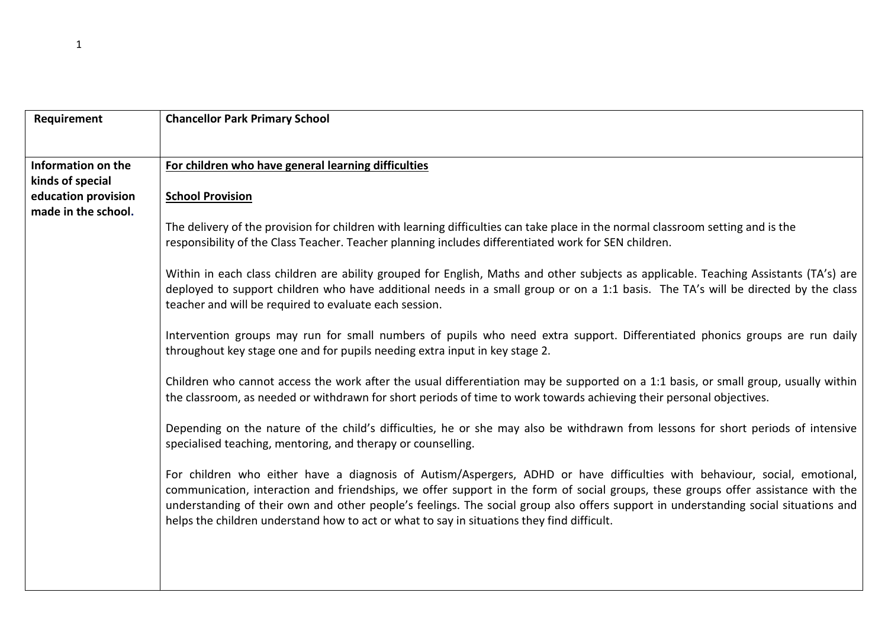| Requirement | Chancellor Park Primary School |
|---|---|
| **Information on the kinds of special education provision made in the school.** | <u>**For children who have general learning difficulties**</u><br><br><u>**School Provision**</u><br><br>The delivery of the provision for children with learning difficulties can take place in the normal classroom setting and is the responsibility of the Class Teacher. Teacher planning includes differentiated work for SEN children.<br><br>Within in each class children are ability grouped for English, Maths and other subjects as applicable. Teaching Assistants (TA's) are deployed to support children who have additional needs in a small group or on a 1:1 basis. The TA's will be directed by the class teacher and will be required to evaluate each session.<br><br>Intervention groups may run for small numbers of pupils who need extra support. Differentiated phonics groups are run daily throughout key stage one and for pupils needing extra input in key stage 2.<br><br>Children who cannot access the work after the usual differentiation may be supported on a 1:1 basis, or small group, usually within the classroom, as needed or withdrawn for short periods of time to work towards achieving their personal objectives.<br><br>Depending on the nature of the child's difficulties, he or she may also be withdrawn from lessons for short periods of intensive specialised teaching, mentoring, and therapy or counselling.<br><br>For children who either have a diagnosis of Autism/Aspergers, ADHD or have difficulties with behaviour, social, emotional, communication, interaction and friendships, we offer support in the form of social groups, these groups offer assistance with the understanding of their own and other people's feelings. The social group also offers support in understanding social situations and helps the children understand how to act or what to say in situations they find difficult. |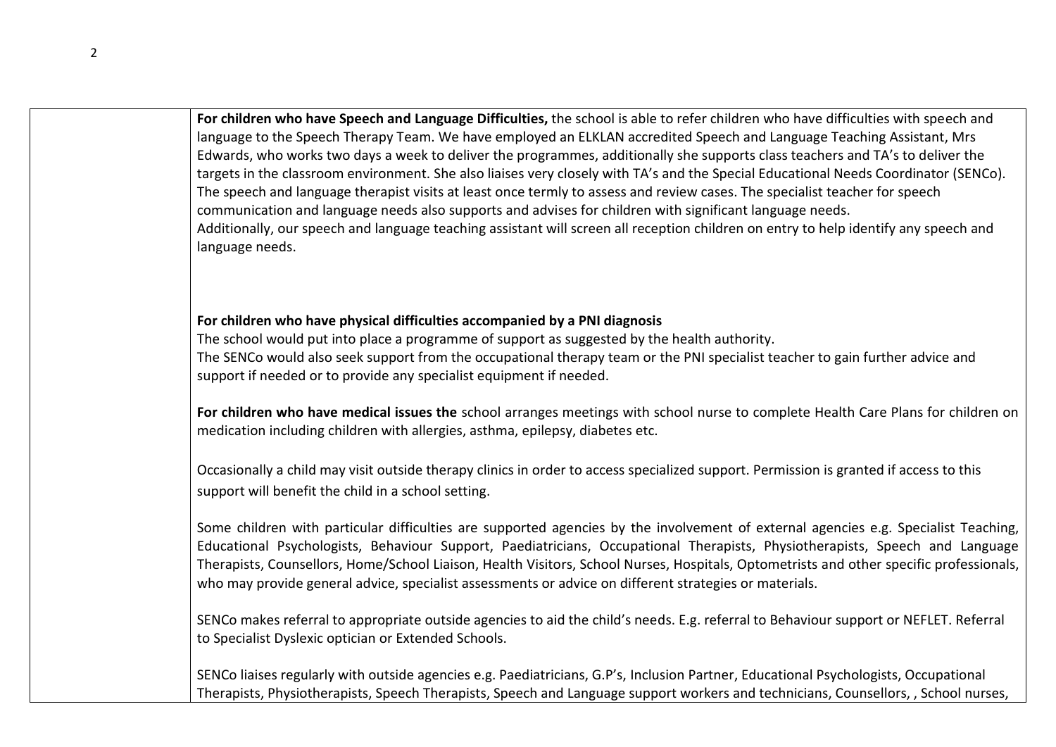| | |
|---|---|
| | **For children who have Speech and Language Difficulties,** the school is able to refer children who have difficulties with speech and language to the Speech Therapy Team. We have employed an ELKLAN accredited Speech and Language Teaching Assistant, Mrs Edwards, who works two days a week to deliver the programmes, additionally she supports class teachers and TA's to deliver the targets in the classroom environment. She also liaises very closely with TA's and the Special Educational Needs Coordinator (SENCo). The speech and language therapist visits at least once termly to assess and review cases. The specialist teacher for speech communication and language needs also supports and advises for children with significant language needs.<br>Additionally, our speech and language teaching assistant will screen all reception children on entry to help identify any speech and language needs.<br><br>**For children who have physical difficulties accompanied by a PNI diagnosis**<br>The school would put into place a programme of support as suggested by the health authority.<br>The SENCo would also seek support from the occupational therapy team or the PNI specialist teacher to gain further advice and support if needed or to provide any specialist equipment if needed.<br><br>**For children who have medical issues the** school arranges meetings with school nurse to complete Health Care Plans for children on medication including children with allergies, asthma, epilepsy, diabetes etc.<br><br>Occasionally a child may visit outside therapy clinics in order to access specialized support. Permission is granted if access to this support will benefit the child in a school setting.<br><br>Some children with particular difficulties are supported agencies by the involvement of external agencies e.g. Specialist Teaching, Educational Psychologists, Behaviour Support, Paediatricians, Occupational Therapists, Physiotherapists, Speech and Language Therapists, Counsellors, Home/School Liaison, Health Visitors, School Nurses, Hospitals, Optometrists and other specific professionals, who may provide general advice, specialist assessments or advice on different strategies or materials.<br><br>SENCo makes referral to appropriate outside agencies to aid the child's needs. E.g. referral to Behaviour support or NEFLET. Referral to Specialist Dyslexic optician or Extended Schools.<br><br>SENCo liaises regularly with outside agencies e.g. Paediatricians, G.P's, Inclusion Partner, Educational Psychologists, Occupational Therapists, Physiotherapists, Speech Therapists, Speech and Language support workers and technicians, Counsellors, , School nurses, |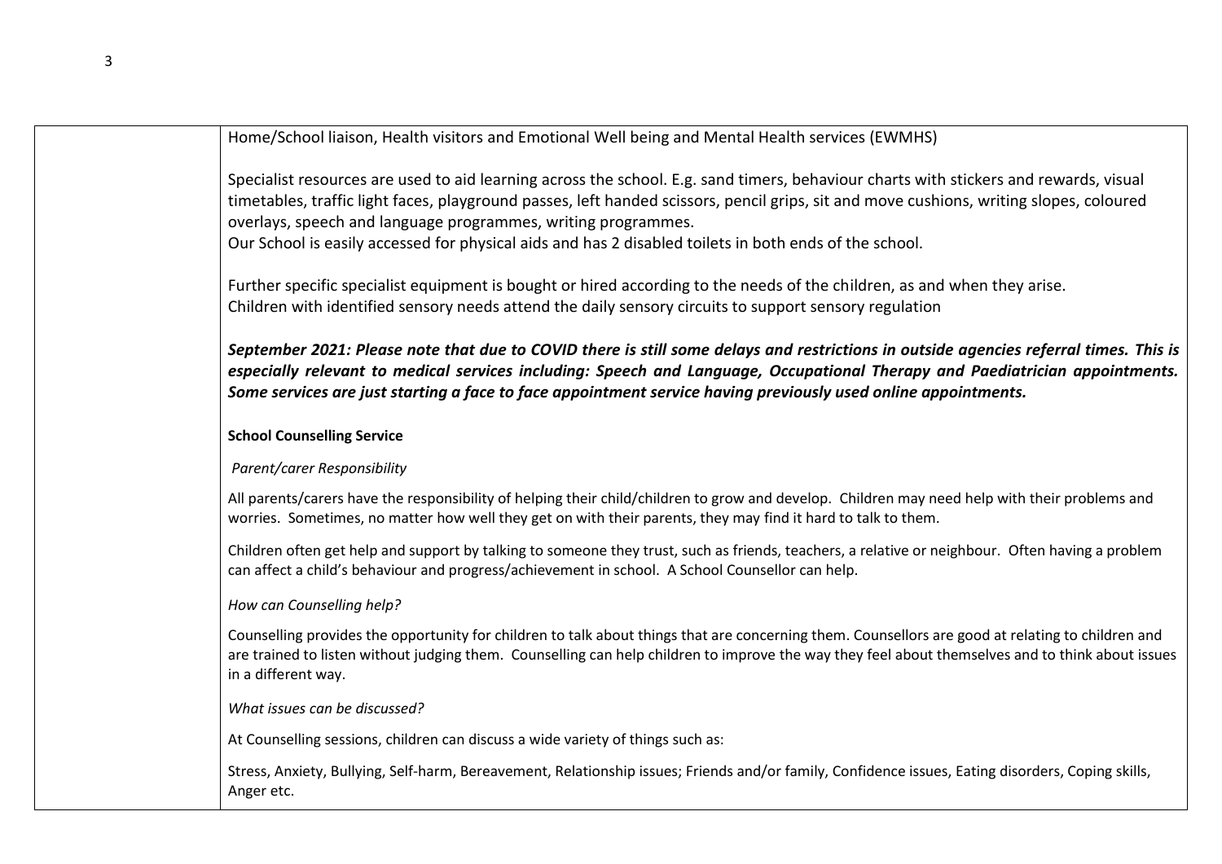| | |
|---|---|
| | Home/School liaison, Health visitors and Emotional Well being and Mental Health services (EWMHS)<br><br>Specialist resources are used to aid learning across the school. E.g. sand timers, behaviour charts with stickers and rewards, visual timetables, traffic light faces, playground passes, left handed scissors, pencil grips, sit and move cushions, writing slopes, coloured overlays, speech and language programmes, writing programmes.<br>Our School is easily accessed for physical aids and has 2 disabled toilets in both ends of the school.<br><br>Further specific specialist equipment is bought or hired according to the needs of the children, as and when they arise.<br>Children with identified sensory needs attend the daily sensory circuits to support sensory regulation<br><br>***September 2021: Please note that due to COVID there is still some delays and restrictions in outside agencies referral times. This is especially relevant to medical services including: Speech and Language, Occupational Therapy and Paediatrician appointments. Some services are just starting a face to face appointment service having previously used online appointments.***<br><br>**School Counselling Service**<br><br>*Parent/carer Responsibility*<br><br>All parents/carers have the responsibility of helping their child/children to grow and develop. Children may need help with their problems and worries. Sometimes, no matter how well they get on with their parents, they may find it hard to talk to them.<br><br>Children often get help and support by talking to someone they trust, such as friends, teachers, a relative or neighbour. Often having a problem can affect a child's behaviour and progress/achievement in school. A School Counsellor can help.<br><br>*How can Counselling help?*<br><br>Counselling provides the opportunity for children to talk about things that are concerning them. Counsellors are good at relating to children and are trained to listen without judging them. Counselling can help children to improve the way they feel about themselves and to think about issues in a different way.<br><br>*What issues can be discussed?*<br><br>At Counselling sessions, children can discuss a wide variety of things such as:<br><br>Stress, Anxiety, Bullying, Self-harm, Bereavement, Relationship issues; Friends and/or family, Confidence issues, Eating disorders, Coping skills, Anger etc. |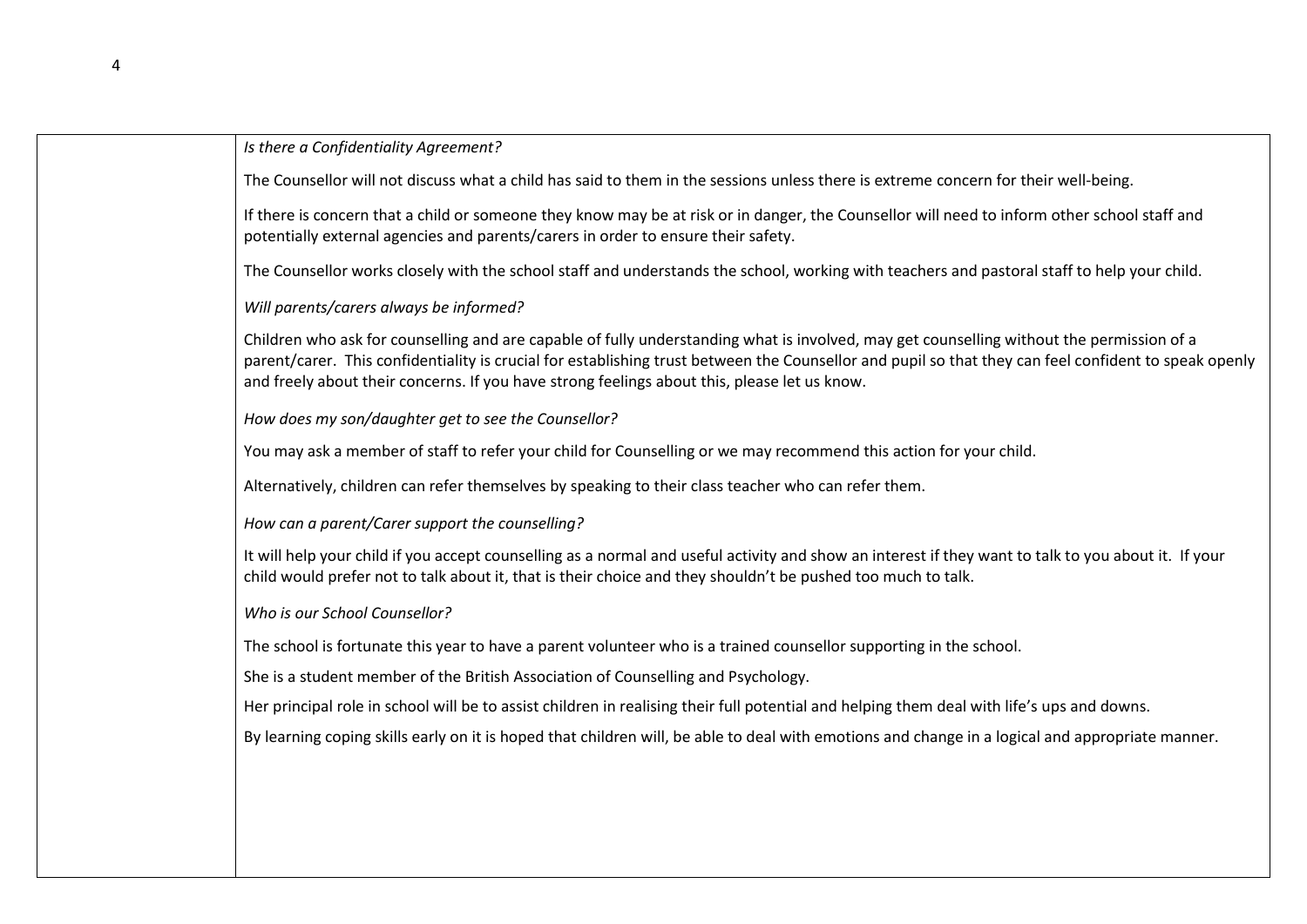*Is there a Confidentiality Agreement?*

The Counsellor will not discuss what a child has said to them in the sessions unless there is extreme concern for their well-being.

If there is concern that a child or someone they know may be at risk or in danger, the Counsellor will need to inform other school staff and potentially external agencies and parents/carers in order to ensure their safety.

The Counsellor works closely with the school staff and understands the school, working with teachers and pastoral staff to help your child.

*Will parents/carers always be informed?*

Children who ask for counselling and are capable of fully understanding what is involved, may get counselling without the permission of a parent/carer. This confidentiality is crucial for establishing trust between the Counsellor and pupil so that they can feel confident to speak openly and freely about their concerns. If you have strong feelings about this, please let us know.

*How does my son/daughter get to see the Counsellor?*

You may ask a member of staff to refer your child for Counselling or we may recommend this action for your child.

Alternatively, children can refer themselves by speaking to their class teacher who can refer them.

*How can a parent/Carer support the counselling?*

It will help your child if you accept counselling as a normal and useful activity and show an interest if they want to talk to you about it. If your child would prefer not to talk about it, that is their choice and they shouldn't be pushed too much to talk.

*Who is our School Counsellor?*

The school is fortunate this year to have a parent volunteer who is a trained counsellor supporting in the school.

She is a student member of the British Association of Counselling and Psychology.

Her principal role in school will be to assist children in realising their full potential and helping them deal with life's ups and downs.

By learning coping skills early on it is hoped that children will, be able to deal with emotions and change in a logical and appropriate manner.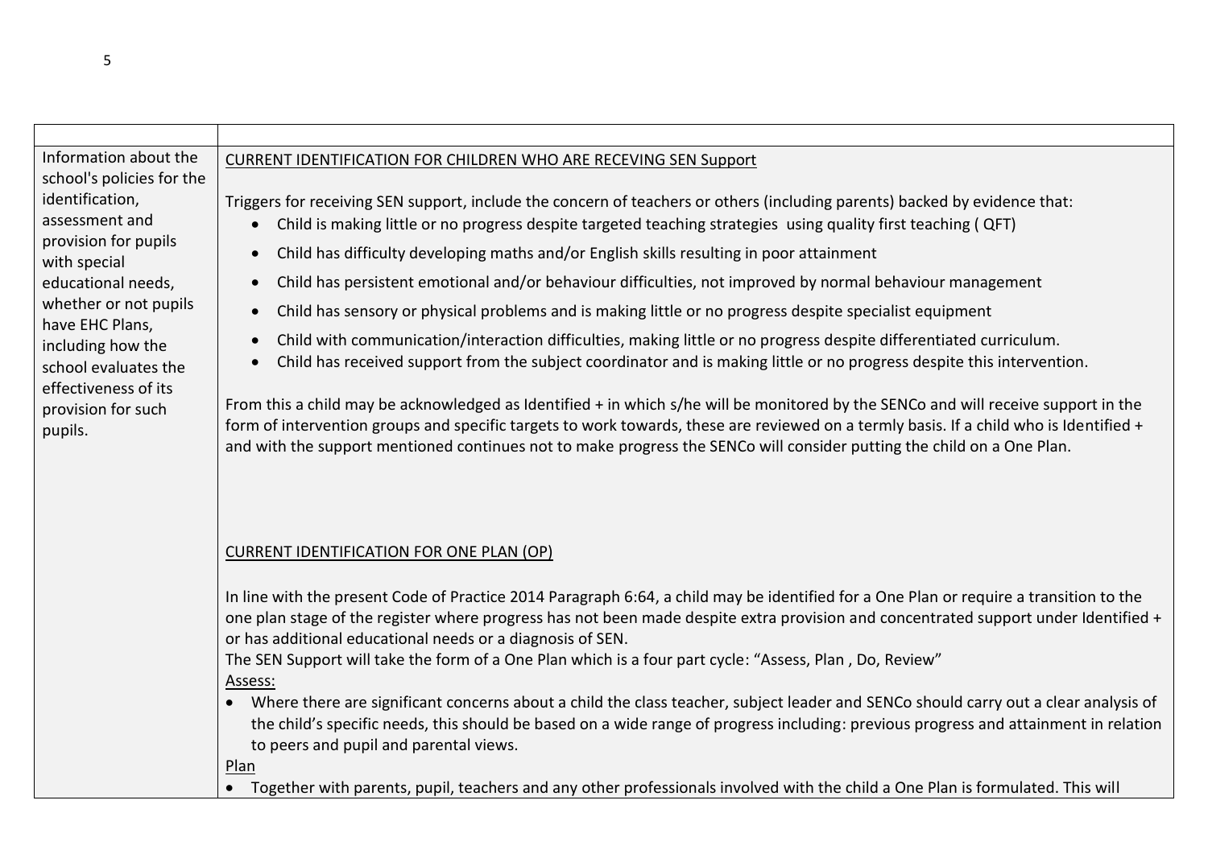| | |
|---|---|
| Information about the school's policies for the identification, assessment and provision for pupils with special educational needs, whether or not pupils have EHC Plans, including how the school evaluates the effectiveness of its provision for such pupils. | <u>CURRENT IDENTIFICATION FOR CHILDREN WHO ARE RECEVING SEN Support</u><br><br>Triggers for receiving SEN support, include the concern of teachers or others (including parents) backed by evidence that:<br>• Child is making little or no progress despite targeted teaching strategies using quality first teaching ( QFT)<br>• Child has difficulty developing maths and/or English skills resulting in poor attainment<br>• Child has persistent emotional and/or behaviour difficulties, not improved by normal behaviour management<br>• Child has sensory or physical problems and is making little or no progress despite specialist equipment<br>• Child with communication/interaction difficulties, making little or no progress despite differentiated curriculum.<br>• Child has received support from the subject coordinator and is making little or no progress despite this intervention.<br><br>From this a child may be acknowledged as Identified + in which s/he will be monitored by the SENCo and will receive support in the form of intervention groups and specific targets to work towards, these are reviewed on a termly basis. If a child who is Identified + and with the support mentioned continues not to make progress the SENCo will consider putting the child on a One Plan.<br><br><u>CURRENT IDENTIFICATION FOR ONE PLAN (OP)</u><br><br>In line with the present Code of Practice 2014 Paragraph 6:64, a child may be identified for a One Plan or require a transition to the one plan stage of the register where progress has not been made despite extra provision and concentrated support under Identified + or has additional educational needs or a diagnosis of SEN.<br>The SEN Support will take the form of a One Plan which is a four part cycle: "Assess, Plan , Do, Review"<br><u>Assess:</u><br>• Where there are significant concerns about a child the class teacher, subject leader and SENCo should carry out a clear analysis of the child's specific needs, this should be based on a wide range of progress including: previous progress and attainment in relation to peers and pupil and parental views.<br><u>Plan</u><br>• Together with parents, pupil, teachers and any other professionals involved with the child a One Plan is formulated. This will |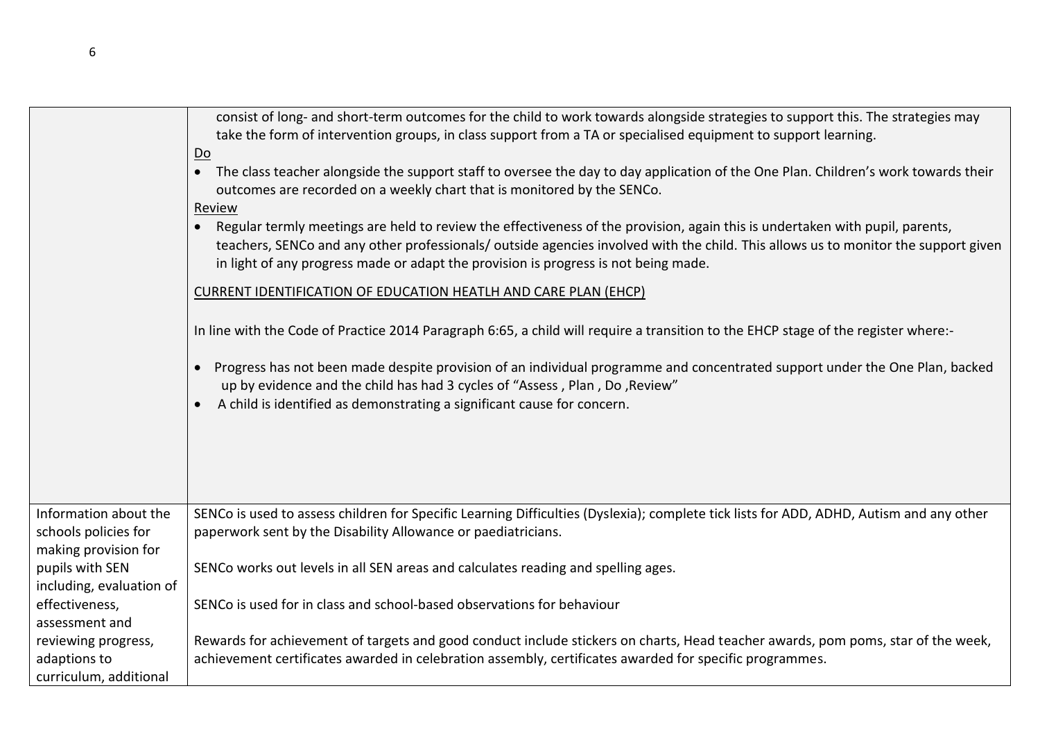| | |
|---|---|
| | consist of long- and short-term outcomes for the child to work towards alongside strategies to support this. The strategies may take the form of intervention groups, in class support from a TA or specialised equipment to support learning.<br><br><u>Do</u><br>• The class teacher alongside the support staff to oversee the day to day application of the One Plan. Children's work towards their outcomes are recorded on a weekly chart that is monitored by the SENCo.<br><br><u>Review</u><br>• Regular termly meetings are held to review the effectiveness of the provision, again this is undertaken with pupil, parents, teachers, SENCo and any other professionals/ outside agencies involved with the child. This allows us to monitor the support given in light of any progress made or adapt the provision is progress is not being made.<br><br><u>CURRENT IDENTIFICATION OF EDUCATION HEATLH AND CARE PLAN (EHCP)</u><br><br>In line with the Code of Practice 2014 Paragraph 6:65, a child will require a transition to the EHCP stage of the register where:-<br><br>• Progress has not been made despite provision of an individual programme and concentrated support under the One Plan, backed up by evidence and the child has had 3 cycles of "Assess , Plan , Do ,Review"<br>• A child is identified as demonstrating a significant cause for concern. |
| Information about the schools policies for making provision for pupils with SEN including, evaluation of effectiveness, assessment and reviewing progress, adaptions to curriculum, additional | SENCo is used to assess children for Specific Learning Difficulties (Dyslexia); complete tick lists for ADD, ADHD, Autism and any other paperwork sent by the Disability Allowance or paediatricians.<br><br>SENCo works out levels in all SEN areas and calculates reading and spelling ages.<br><br>SENCo is used for in class and school-based observations for behaviour<br><br>Rewards for achievement of targets and good conduct include stickers on charts, Head teacher awards, pom poms, star of the week, achievement certificates awarded in celebration assembly, certificates awarded for specific programmes. |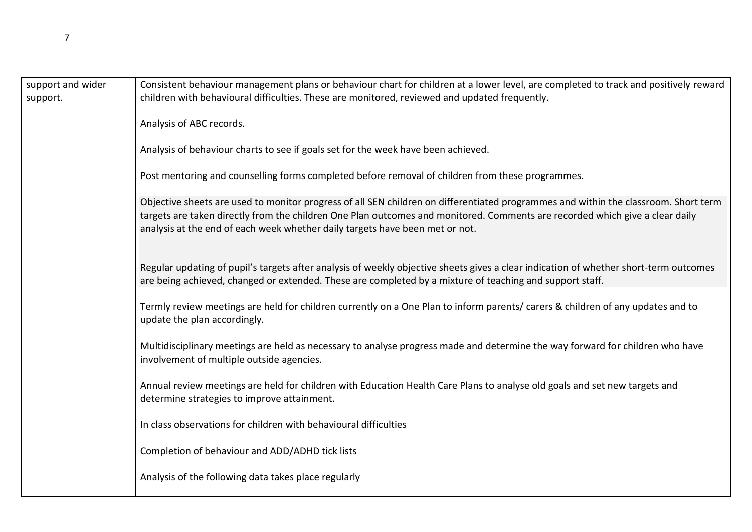| | |
|---|---|
| support and wider support. | Consistent behaviour management plans or behaviour chart for children at a lower level, are completed to track and positively reward children with behavioural difficulties. These are monitored, reviewed and updated frequently.<br><br>Analysis of ABC records.<br><br>Analysis of behaviour charts to see if goals set for the week have been achieved.<br><br>Post mentoring and counselling forms completed before removal of children from these programmes.<br><br>Objective sheets are used to monitor progress of all SEN children on differentiated programmes and within the classroom. Short term targets are taken directly from the children One Plan outcomes and monitored. Comments are recorded which give a clear daily analysis at the end of each week whether daily targets have been met or not.<br><br>Regular updating of pupil's targets after analysis of weekly objective sheets gives a clear indication of whether short-term outcomes are being achieved, changed or extended. These are completed by a mixture of teaching and support staff.<br><br>Termly review meetings are held for children currently on a One Plan to inform parents/ carers & children of any updates and to update the plan accordingly.<br><br>Multidisciplinary meetings are held as necessary to analyse progress made and determine the way forward for children who have involvement of multiple outside agencies.<br><br>Annual review meetings are held for children with Education Health Care Plans to analyse old goals and set new targets and determine strategies to improve attainment.<br><br>In class observations for children with behavioural difficulties<br><br>Completion of behaviour and ADD/ADHD tick lists<br><br>Analysis of the following data takes place regularly |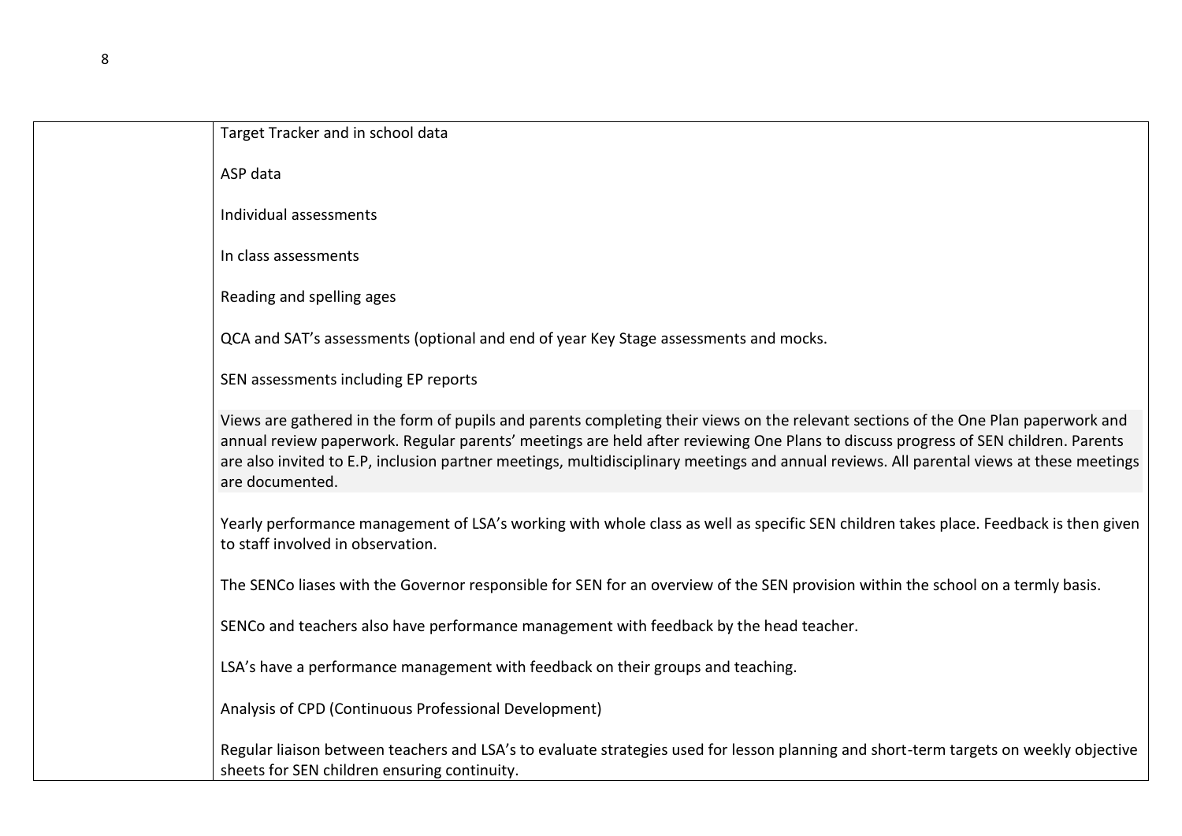| | |
|---|---|
| | Target Tracker and in school data<br><br>ASP data<br><br>Individual assessments<br><br>In class assessments<br><br>Reading and spelling ages<br><br>QCA and SAT's assessments (optional and end of year Key Stage assessments and mocks.<br><br>SEN assessments including EP reports<br><br>Views are gathered in the form of pupils and parents completing their views on the relevant sections of the One Plan paperwork and annual review paperwork. Regular parents' meetings are held after reviewing One Plans to discuss progress of SEN children. Parents are also invited to E.P, inclusion partner meetings, multidisciplinary meetings and annual reviews. All parental views at these meetings are documented.<br><br>Yearly performance management of LSA's working with whole class as well as specific SEN children takes place. Feedback is then given to staff involved in observation.<br><br>The SENCo liases with the Governor responsible for SEN for an overview of the SEN provision within the school on a termly basis.<br><br>SENCo and teachers also have performance management with feedback by the head teacher.<br><br>LSA's have a performance management with feedback on their groups and teaching.<br><br>Analysis of CPD (Continuous Professional Development)<br><br>Regular liaison between teachers and LSA's to evaluate strategies used for lesson planning and short-term targets on weekly objective sheets for SEN children ensuring continuity. |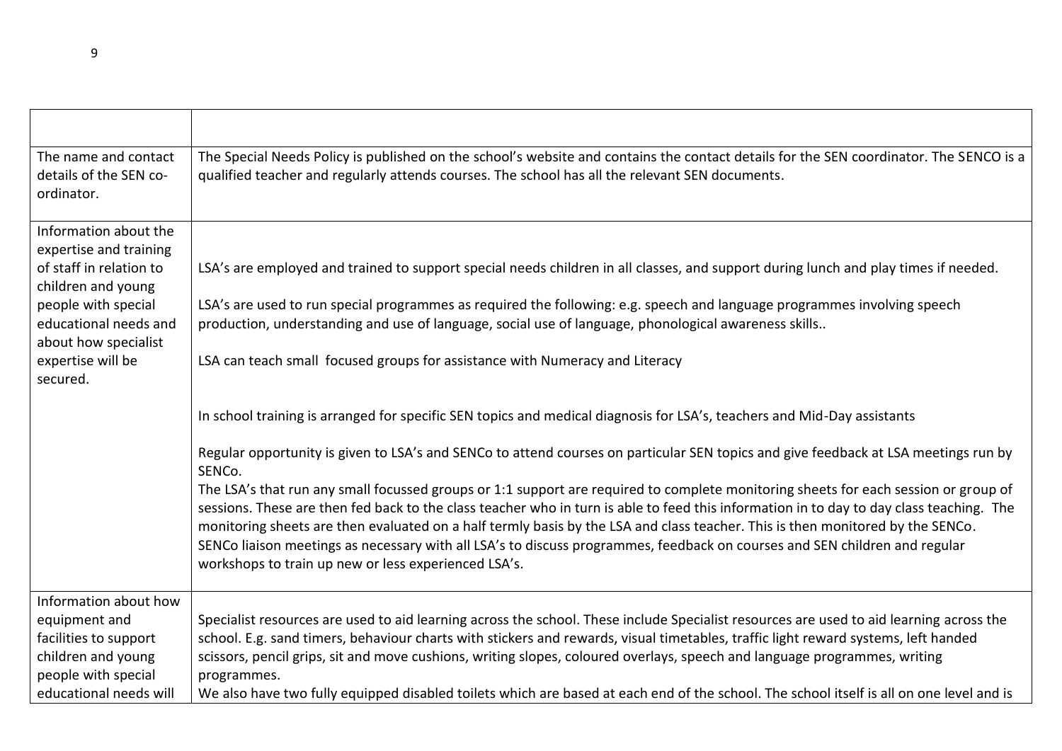| | |
|---|---|
| The name and contact details of the SEN co-ordinator. | The Special Needs Policy is published on the school's website and contains the contact details for the SEN coordinator. The SENCO is a qualified teacher and regularly attends courses. The school has all the relevant SEN documents. |
| Information about the expertise and training of staff in relation to children and young people with special educational needs and about how specialist expertise will be secured. | LSA's are employed and trained to support special needs children in all classes, and support during lunch and play times if needed.<br><br>LSA's are used to run special programmes as required the following: e.g. speech and language programmes involving speech production, understanding and use of language, social use of language, phonological awareness skills..<br><br>LSA can teach small focused groups for assistance with Numeracy and Literacy<br><br>In school training is arranged for specific SEN topics and medical diagnosis for LSA's, teachers and Mid-Day assistants<br><br>Regular opportunity is given to LSA's and SENCo to attend courses on particular SEN topics and give feedback at LSA meetings run by SENCo.<br>The LSA's that run any small focussed groups or 1:1 support are required to complete monitoring sheets for each session or group of sessions. These are then fed back to the class teacher who in turn is able to feed this information in to day to day class teaching. The monitoring sheets are then evaluated on a half termly basis by the LSA and class teacher. This is then monitored by the SENCo.<br>SENCo liaison meetings as necessary with all LSA's to discuss programmes, feedback on courses and SEN children and regular workshops to train up new or less experienced LSA's. |
| Information about how equipment and facilities to support children and young people with special educational needs will | Specialist resources are used to aid learning across the school. These include Specialist resources are used to aid learning across the school. E.g. sand timers, behaviour charts with stickers and rewards, visual timetables, traffic light reward systems, left handed scissors, pencil grips, sit and move cushions, writing slopes, coloured overlays, speech and language programmes, writing programmes.<br>We also have two fully equipped disabled toilets which are based at each end of the school. The school itself is all on one level and is |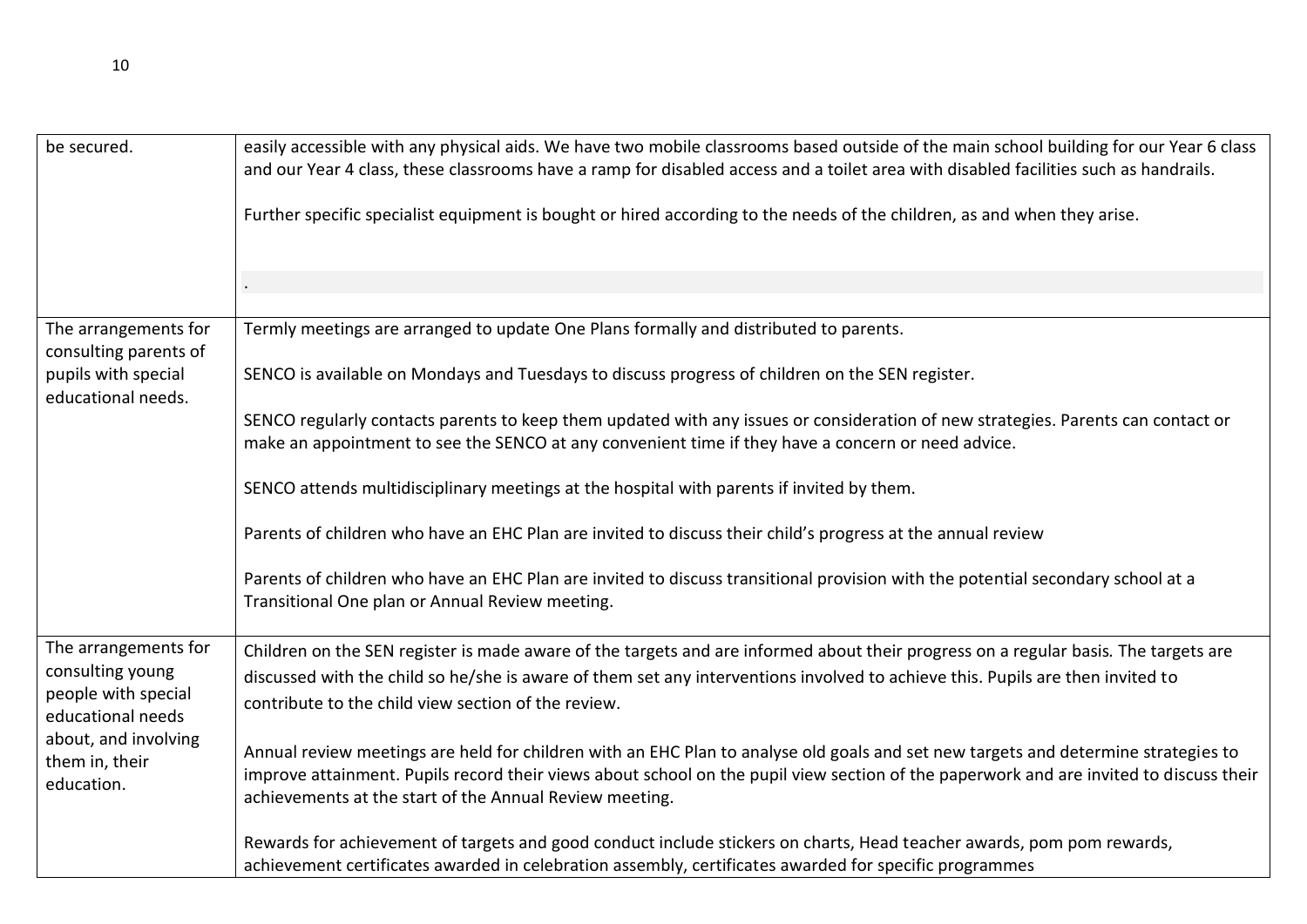| | |
|---|---|
| be secured. | easily accessible with any physical aids. We have two mobile classrooms based outside of the main school building for our Year 6 class and our Year 4 class, these classrooms have a ramp for disabled access and a toilet area with disabled facilities such as handrails.<br><br>Further specific specialist equipment is bought or hired according to the needs of the children, as and when they arise.<br><br>. |
| The arrangements for consulting parents of pupils with special educational needs. | Termly meetings are arranged to update One Plans formally and distributed to parents.<br><br>SENCO is available on Mondays and Tuesdays to discuss progress of children on the SEN register.<br><br>SENCO regularly contacts parents to keep them updated with any issues or consideration of new strategies. Parents can contact or make an appointment to see the SENCO at any convenient time if they have a concern or need advice.<br><br>SENCO attends multidisciplinary meetings at the hospital with parents if invited by them.<br><br>Parents of children who have an EHC Plan are invited to discuss their child's progress at the annual review<br><br>Parents of children who have an EHC Plan are invited to discuss transitional provision with the potential secondary school at a Transitional One plan or Annual Review meeting. |
| The arrangements for consulting young people with special educational needs about, and involving them in, their education. | Children on the SEN register is made aware of the targets and are informed about their progress on a regular basis. The targets are discussed with the child so he/she is aware of them set any interventions involved to achieve this. Pupils are then invited to contribute to the child view section of the review.<br><br>Annual review meetings are held for children with an EHC Plan to analyse old goals and set new targets and determine strategies to improve attainment. Pupils record their views about school on the pupil view section of the paperwork and are invited to discuss their achievements at the start of the Annual Review meeting.<br><br>Rewards for achievement of targets and good conduct include stickers on charts, Head teacher awards, pom pom rewards, achievement certificates awarded in celebration assembly, certificates awarded for specific programmes |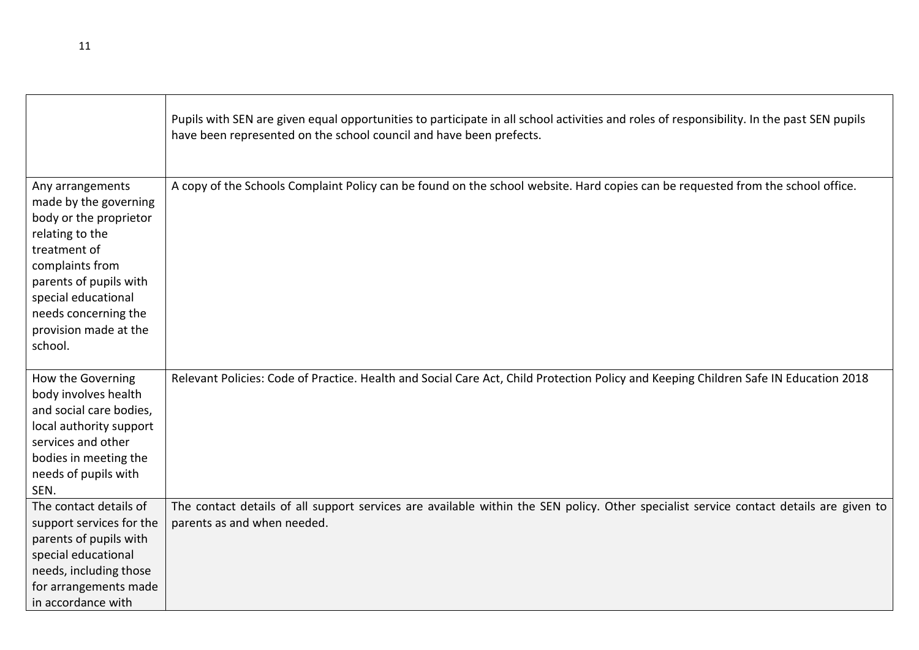| | |
|---|---|
| | Pupils with SEN are given equal opportunities to participate in all school activities and roles of responsibility. In the past SEN pupils have been represented on the school council and have been prefects. |
| Any arrangements made by the governing body or the proprietor relating to the treatment of complaints from parents of pupils with special educational needs concerning the provision made at the school. | A copy of the Schools Complaint Policy can be found on the school website. Hard copies can be requested from the school office. |
| How the Governing body involves health and social care bodies, local authority support services and other bodies in meeting the needs of pupils with SEN. | Relevant Policies: Code of Practice. Health and Social Care Act, Child Protection Policy and Keeping Children Safe IN Education 2018 |
| The contact details of support services for the parents of pupils with special educational needs, including those for arrangements made in accordance with | The contact details of all support services are available within the SEN policy. Other specialist service contact details are given to parents as and when needed. |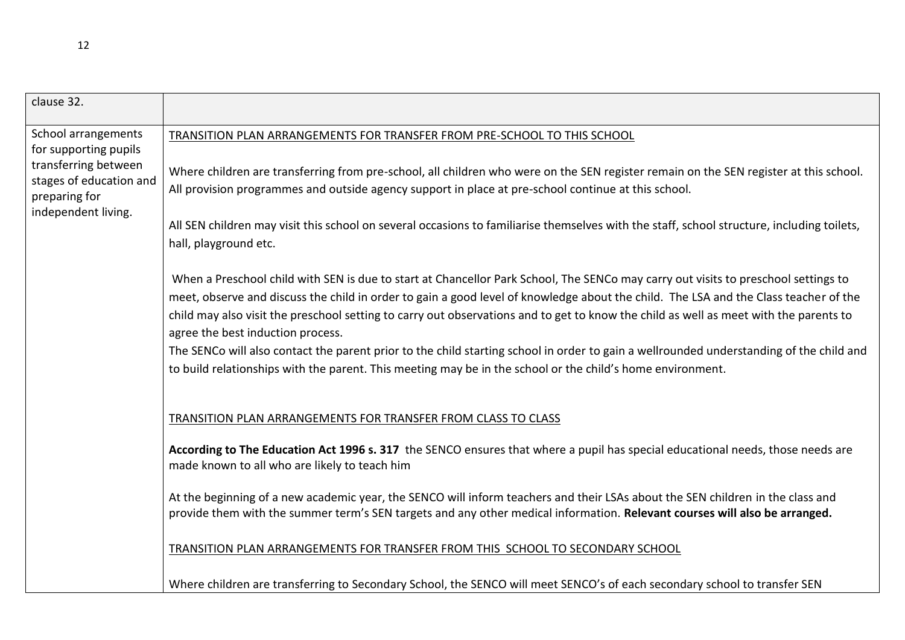| clause 32. | |
|---|---|
| School arrangements for supporting pupils transferring between stages of education and preparing for independent living. | TRANSITION PLAN ARRANGEMENTS FOR TRANSFER FROM PRE-SCHOOL TO THIS SCHOOL<br><br>Where children are transferring from pre-school, all children who were on the SEN register remain on the SEN register at this school. All provision programmes and outside agency support in place at pre-school continue at this school.<br><br>All SEN children may visit this school on several occasions to familiarise themselves with the staff, school structure, including toilets, hall, playground etc.<br><br>When a Preschool child with SEN is due to start at Chancellor Park School, The SENCo may carry out visits to preschool settings to meet, observe and discuss the child in order to gain a good level of knowledge about the child. The LSA and the Class teacher of the child may also visit the preschool setting to carry out observations and to get to know the child as well as meet with the parents to agree the best induction process.<br>The SENCo will also contact the parent prior to the child starting school in order to gain a wellrounded understanding of the child and to build relationships with the parent. This meeting may be in the school or the child's home environment.<br><br>TRANSITION PLAN ARRANGEMENTS FOR TRANSFER FROM CLASS TO CLASS<br><br>**According to The Education Act 1996 s. 317** the SENCO ensures that where a pupil has special educational needs, those needs are made known to all who are likely to teach him<br><br>At the beginning of a new academic year, the SENCO will inform teachers and their LSAs about the SEN children in the class and provide them with the summer term's SEN targets and any other medical information. **Relevant courses will also be arranged.**<br><br>TRANSITION PLAN ARRANGEMENTS FOR TRANSFER FROM THIS SCHOOL TO SECONDARY SCHOOL<br><br>Where children are transferring to Secondary School, the SENCO will meet SENCO's of each secondary school to transfer SEN |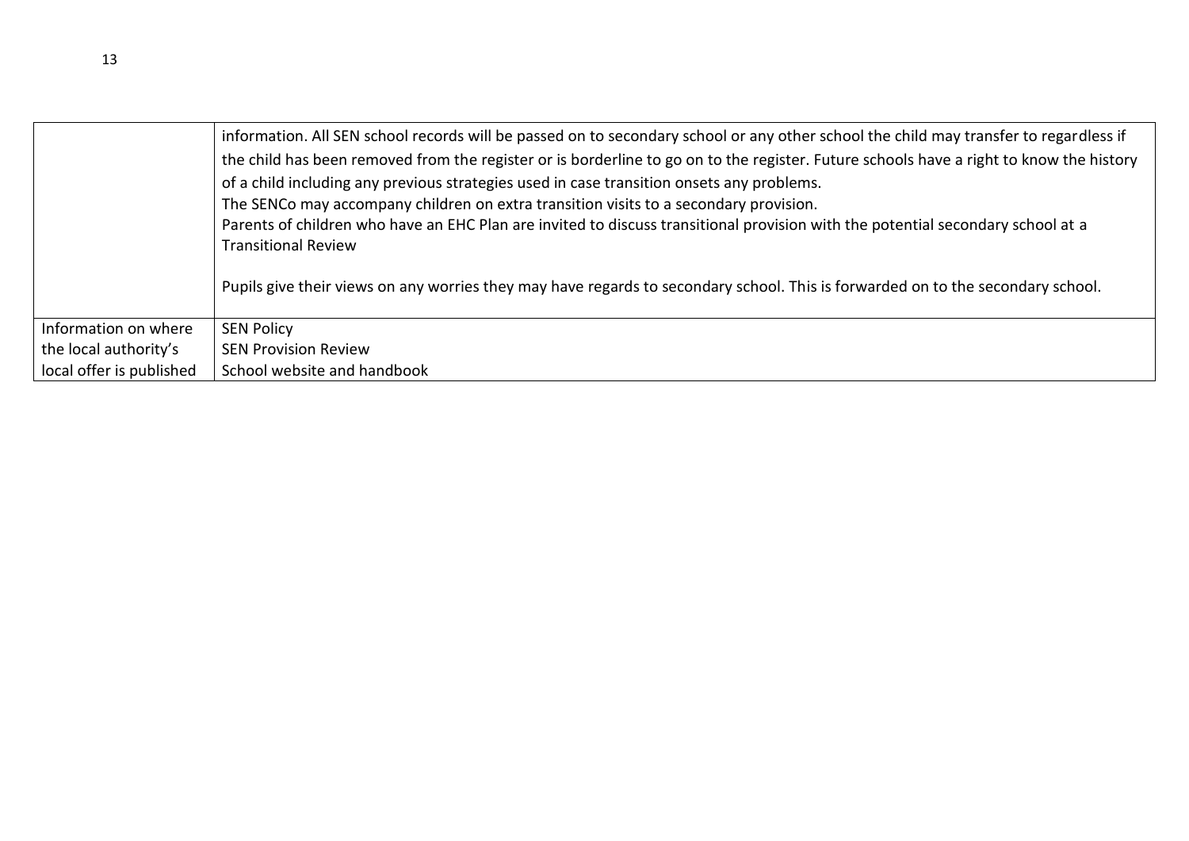| | |
|---|---|
| | information. All SEN school records will be passed on to secondary school or any other school the child may transfer to regardless if the child has been removed from the register or is borderline to go on to the register. Future schools have a right to know the history of a child including any previous strategies used in case transition onsets any problems.<br>The SENCo may accompany children on extra transition visits to a secondary provision.<br>Parents of children who have an EHC Plan are invited to discuss transitional provision with the potential secondary school at a Transitional Review<br><br>Pupils give their views on any worries they may have regards to secondary school. This is forwarded on to the secondary school. |
| Information on where the local authority's local offer is published | SEN Policy<br>SEN Provision Review<br>School website and handbook |